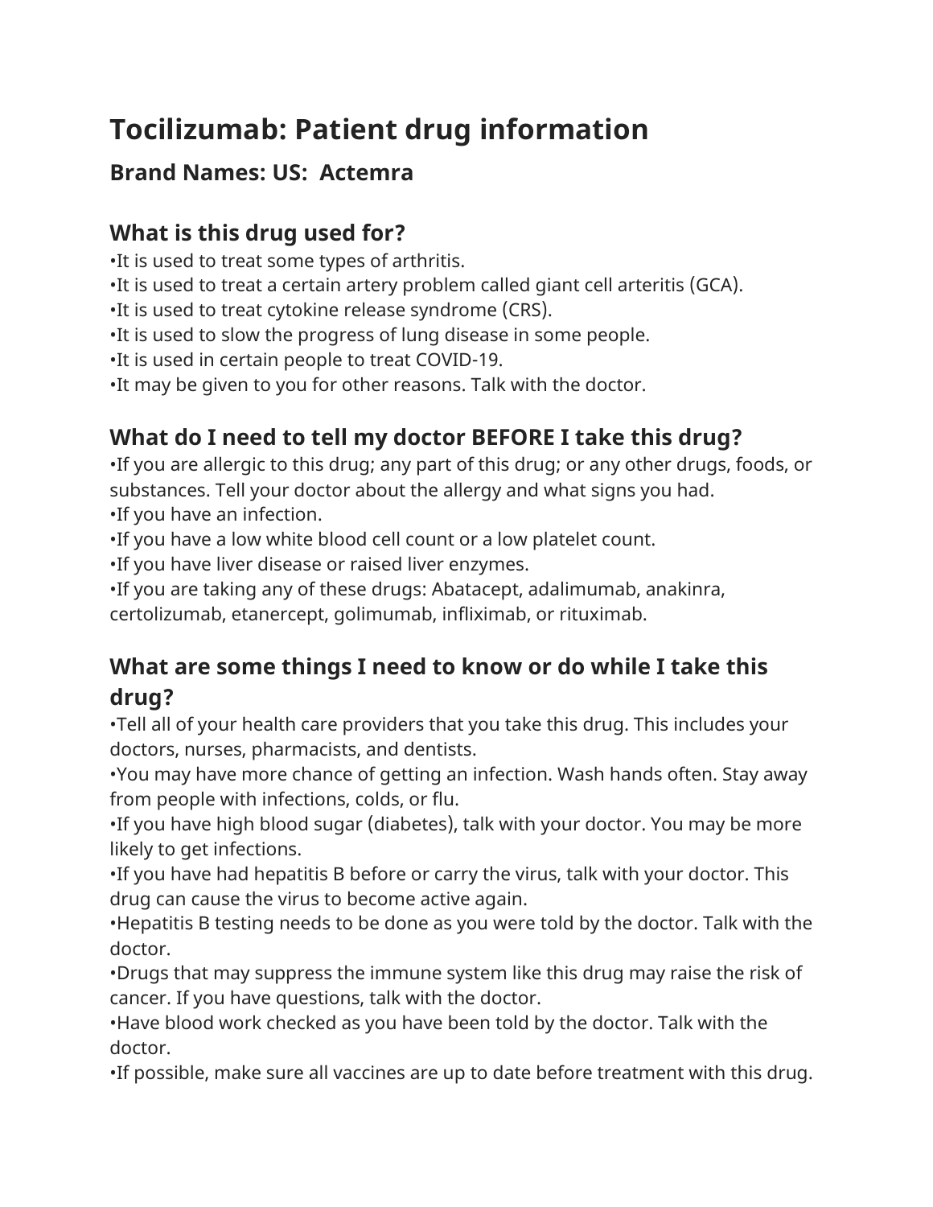# Tocilizumab: Patient drug information

## Brand Names: US: Actemra

### What is this drug used for?

•It is used to treat some types of arthritis.
•It is used to treat a certain artery problem called giant cell arteritis (GCA).
•It is used to treat cytokine release syndrome (CRS).
•It is used to slow the progress of lung disease in some people.
•It is used in certain people to treat COVID-19.
•It may be given to you for other reasons. Talk with the doctor.

### What do I need to tell my doctor BEFORE I take this drug?

•If you are allergic to this drug; any part of this drug; or any other drugs, foods, or substances. Tell your doctor about the allergy and what signs you had.
•If you have an infection.
•If you have a low white blood cell count or a low platelet count.
•If you have liver disease or raised liver enzymes.
•If you are taking any of these drugs: Abatacept, adalimumab, anakinra, certolizumab, etanercept, golimumab, infliximab, or rituximab.

### What are some things I need to know or do while I take this drug?

•Tell all of your health care providers that you take this drug. This includes your doctors, nurses, pharmacists, and dentists.
•You may have more chance of getting an infection. Wash hands often. Stay away from people with infections, colds, or flu.
•If you have high blood sugar (diabetes), talk with your doctor. You may be more likely to get infections.
•If you have had hepatitis B before or carry the virus, talk with your doctor. This drug can cause the virus to become active again.
•Hepatitis B testing needs to be done as you were told by the doctor. Talk with the doctor.
•Drugs that may suppress the immune system like this drug may raise the risk of cancer. If you have questions, talk with the doctor.
•Have blood work checked as you have been told by the doctor. Talk with the doctor.
•If possible, make sure all vaccines are up to date before treatment with this drug.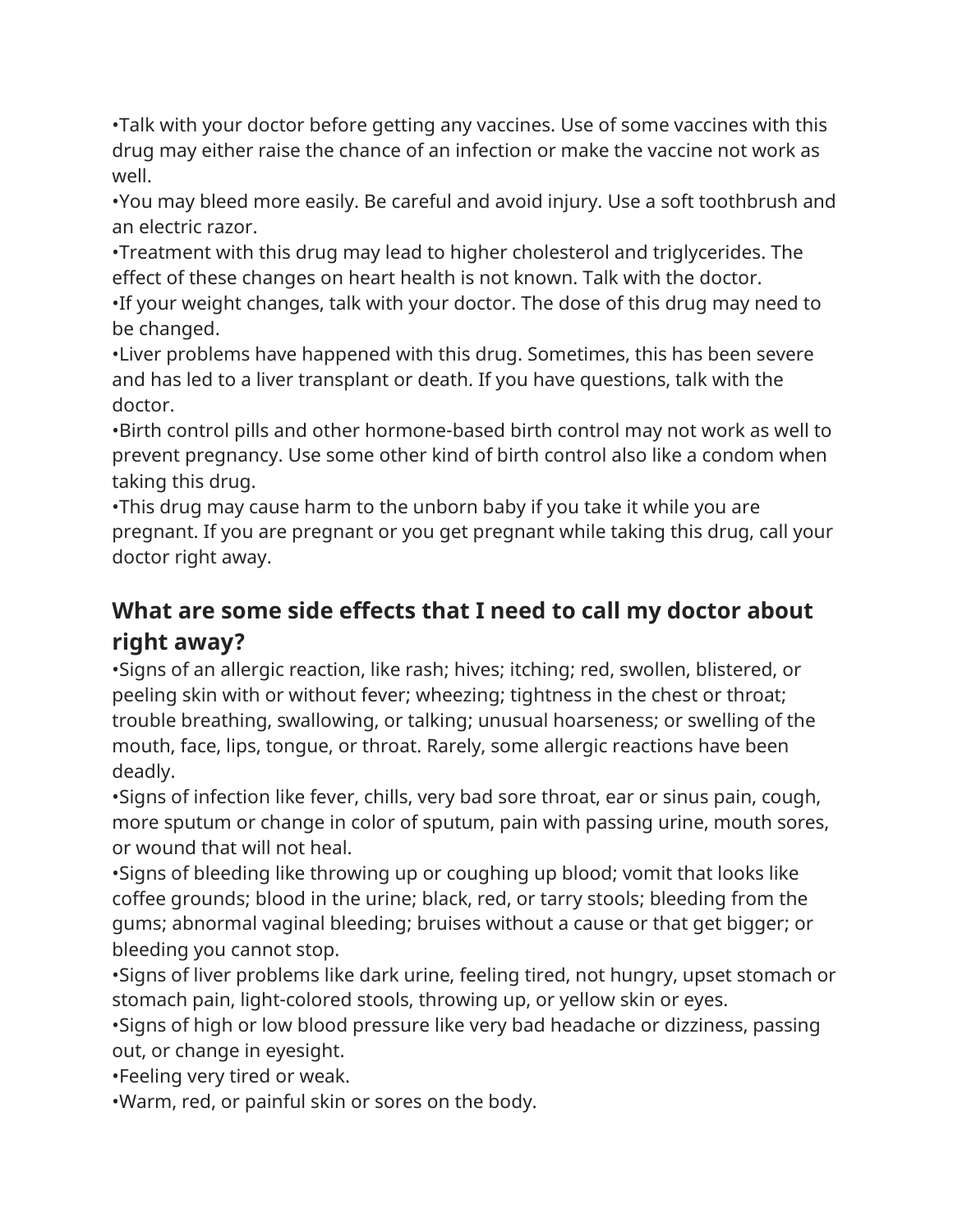•Talk with your doctor before getting any vaccines. Use of some vaccines with this drug may either raise the chance of an infection or make the vaccine not work as well.
•You may bleed more easily. Be careful and avoid injury. Use a soft toothbrush and an electric razor.
•Treatment with this drug may lead to higher cholesterol and triglycerides. The effect of these changes on heart health is not known. Talk with the doctor.
•If your weight changes, talk with your doctor. The dose of this drug may need to be changed.
•Liver problems have happened with this drug. Sometimes, this has been severe and has led to a liver transplant or death. If you have questions, talk with the doctor.
•Birth control pills and other hormone-based birth control may not work as well to prevent pregnancy. Use some other kind of birth control also like a condom when taking this drug.
•This drug may cause harm to the unborn baby if you take it while you are pregnant. If you are pregnant or you get pregnant while taking this drug, call your doctor right away.

## What are some side effects that I need to call my doctor about right away?

•Signs of an allergic reaction, like rash; hives; itching; red, swollen, blistered, or peeling skin with or without fever; wheezing; tightness in the chest or throat; trouble breathing, swallowing, or talking; unusual hoarseness; or swelling of the mouth, face, lips, tongue, or throat. Rarely, some allergic reactions have been deadly.
•Signs of infection like fever, chills, very bad sore throat, ear or sinus pain, cough, more sputum or change in color of sputum, pain with passing urine, mouth sores, or wound that will not heal.
•Signs of bleeding like throwing up or coughing up blood; vomit that looks like coffee grounds; blood in the urine; black, red, or tarry stools; bleeding from the gums; abnormal vaginal bleeding; bruises without a cause or that get bigger; or bleeding you cannot stop.
•Signs of liver problems like dark urine, feeling tired, not hungry, upset stomach or stomach pain, light-colored stools, throwing up, or yellow skin or eyes.
•Signs of high or low blood pressure like very bad headache or dizziness, passing out, or change in eyesight.
•Feeling very tired or weak.
•Warm, red, or painful skin or sores on the body.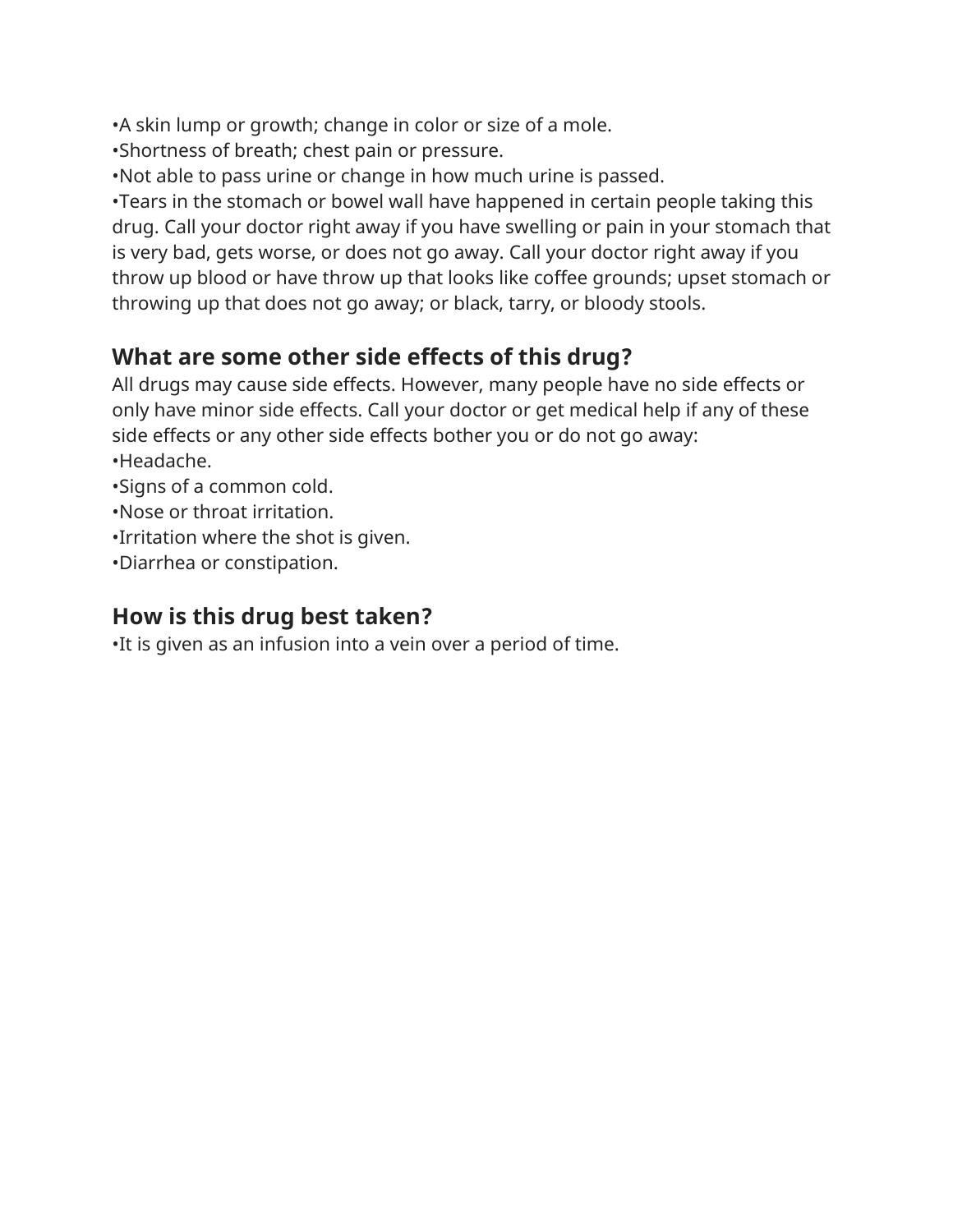•A skin lump or growth; change in color or size of a mole.
•Shortness of breath; chest pain or pressure.
•Not able to pass urine or change in how much urine is passed.
•Tears in the stomach or bowel wall have happened in certain people taking this drug. Call your doctor right away if you have swelling or pain in your stomach that is very bad, gets worse, or does not go away. Call your doctor right away if you throw up blood or have throw up that looks like coffee grounds; upset stomach or throwing up that does not go away; or black, tarry, or bloody stools.

## What are some other side effects of this drug?

All drugs may cause side effects. However, many people have no side effects or only have minor side effects. Call your doctor or get medical help if any of these side effects or any other side effects bother you or do not go away:
•Headache.
•Signs of a common cold.
•Nose or throat irritation.
•Irritation where the shot is given.
•Diarrhea or constipation.

## How is this drug best taken?

•It is given as an infusion into a vein over a period of time.